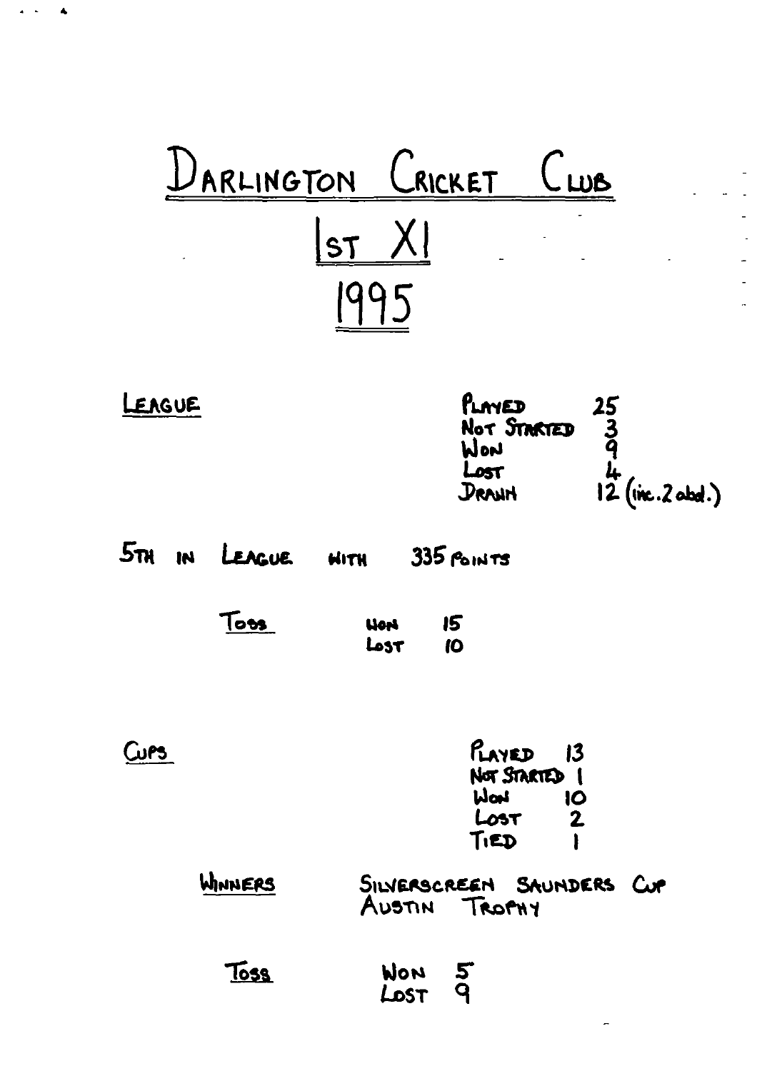# DARLINGTON CRICKET CLUB

## 1ST XI

## 1995

### LEAGUE

| | |
|---|---|
| PLAYED | 25 |
| NOT STARTED | 3 |
| WON | 9 |
| LOST | 4 |
| DRAWN | 12 (inc. 2 abd.) |

5TH IN LEAGUE WITH 335 POINTS

**TOSS**

| | |
|---|---|
| WON | 15 |
| LOST | 10 |

### CUPS

| | |
|---|---|
| PLAYED | 13 |
| NOT STARTED | 1 |
| WON | 10 |
| LOST | 2 |
| TIED | 1 |

**WINNERS** SILVERSCREEN SAUNDERS CUP
AUSTIN TROPHY

**TOSS**

| | |
|---|---|
| WON | 5 |
| LOST | 9 |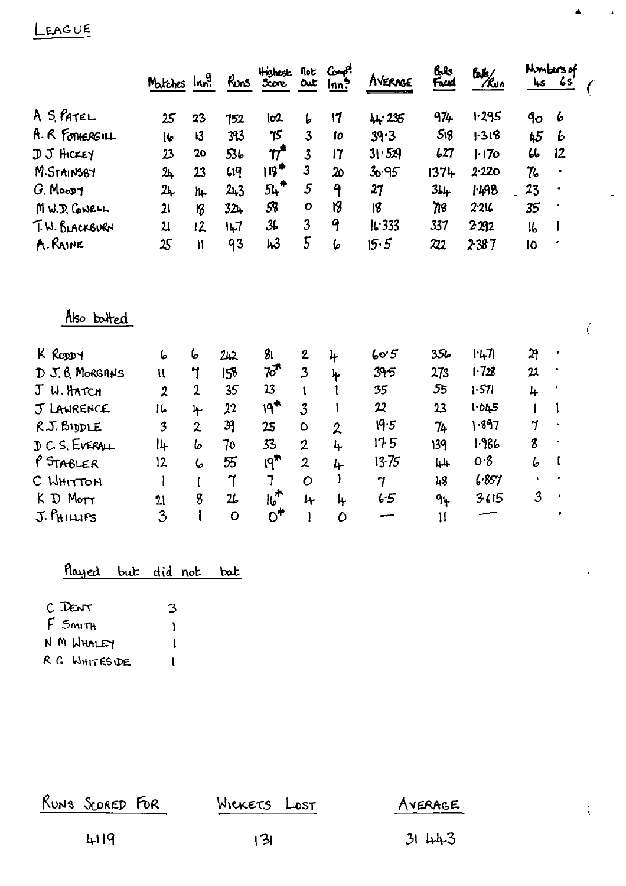# LEAGUE

| | Matches | Inn.s | Runs | Highest Score | Not Out | Comp.d Inn.s | AVERAGE | Balls Faced | Balls/Run | Numbers of 4s | 6s |
|---|---|---|---|---|---|---|---|---|---|---|---|
| A S. PATEL | 25 | 23 | 752 | 102 | 6 | 17 | 44·235 | 974 | 1·295 | 90 | 6 |
| A. R FOTHERGILL | 16 | 13 | 393 | 75 | 3 | 10 | 39·3 | 518 | 1·318 | 45 | 6 |
| D J HICKEY | 23 | 20 | 536 | 77* | 3 | 17 | 31·529 | 627 | 1·170 | 66 | 12 |
| M. STAINSBY | 24 | 23 | 619 | 118* | 3 | 20 | 30·95 | 1374 | 2·220 | 76 | · |
| G. MOODY | 24 | 14 | 243 | 54* | 5 | 9 | 27 | 364 | 1·498 | 23 | · |
| M W. D. COWELL | 21 | 18 | 324 | 58 | 0 | 18 | 18 | 718 | 2·216 | 35 | · |
| T. W. BLACKBURN | 21 | 12 | 147 | 36 | 3 | 9 | 16·333 | 337 | 2·292 | 16 | 1 |
| A. RAINE | 25 | 11 | 93 | 43 | 5 | 6 | 15·5 | 222 | 2·387 | 10 | · |

## Also batted

| | Matches | Inn.s | Runs | Highest Score | Not Out | Comp.d Inn.s | AVERAGE | Balls Faced | Balls/Run | 4s | 6s |
|---|---|---|---|---|---|---|---|---|---|---|---|
| K RODDY | 6 | 6 | 242 | 81 | 2 | 4 | 60·5 | 356 | 1·471 | 29 | · |
| D J. B. MORGANS | 11 | 7 | 158 | 70* | 3 | 4 | 39·5 | 273 | 1·728 | 22 | · |
| J W. HATCH | 2 | 2 | 35 | 23 | 1 | 1 | 35 | 55 | 1·571 | 4 | · |
| J LAWRENCE | 16 | 4 | 22 | 19* | 3 | 1 | 22 | 23 | 1·045 | 1 | 1 |
| R.J. BIDDLE | 3 | 2 | 39 | 25 | 0 | 2 | 19·5 | 74 | 1·897 | 7 | · |
| D C. S. EVERALL | 14 | 6 | 70 | 33 | 2 | 4 | 17·5 | 139 | 1·986 | 8 | · |
| P STABLER | 12 | 6 | 55 | 19* | 2 | 4 | 13·75 | 44 | 0·8 | 6 | 1 |
| C WHITTON | 1 | 1 | 7 | 7 | 0 | 1 | 7 | 48 | 6·857 | · | · |
| K D MOTT | 21 | 8 | 26 | 16* | 4 | 4 | 6·5 | 94 | 3·615 | 3 | · |
| J. PHILLIPS | 3 | 1 | 0 | 0* | 1 | 0 | — | 11 | — | | · |

## Played but did not bat

| | |
|---|---|
| C DENT | 3 |
| F SMITH | 1 |
| N M WHALEY | 1 |
| R G WHITESIDE | 1 |

| RUNS SCORED FOR | WICKETS LOST | AVERAGE |
|---|---|---|
| 4119 | 131 | 31 443 |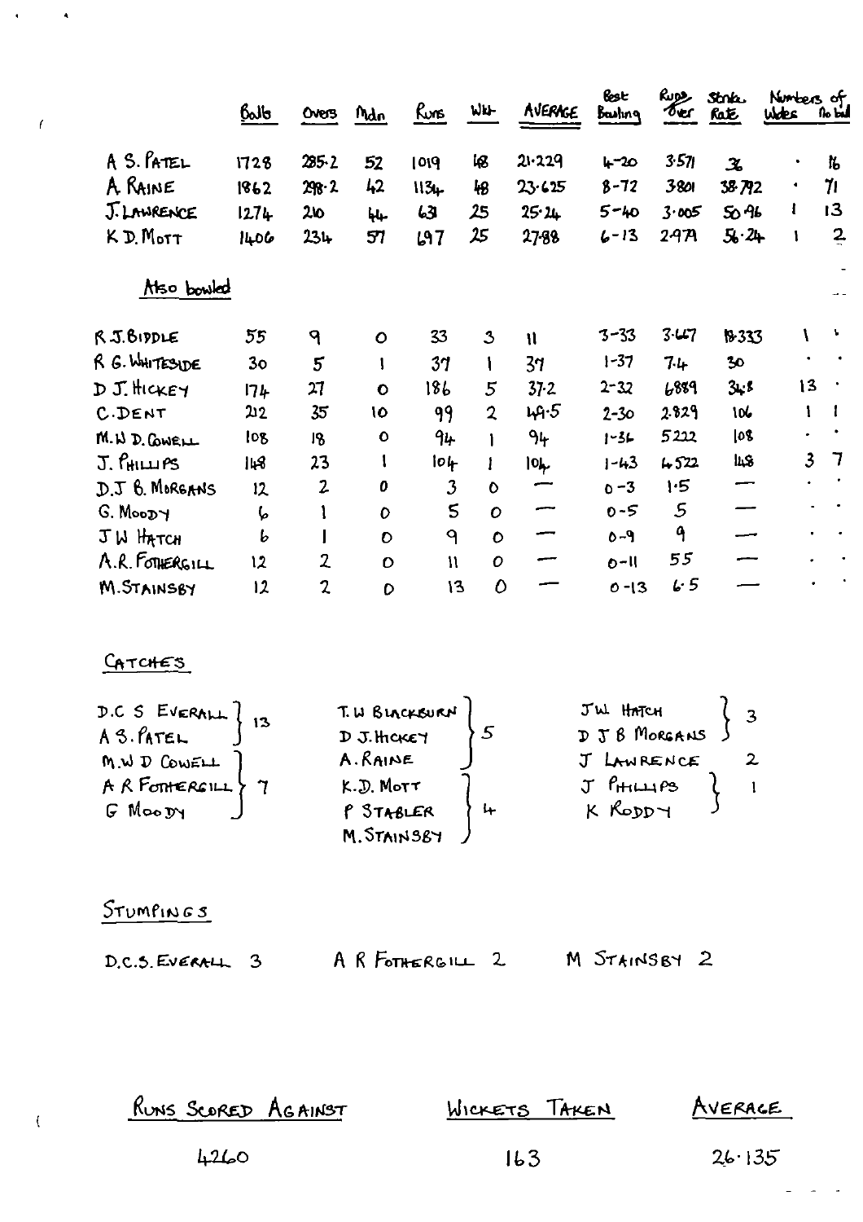| | Balls | Overs | Mdn | Runs | Wkt | AVERAGE | Best Bowling | Runs Over | Strike Rate | Numbers of Wides | No ball |
|---|---|---|---|---|---|---|---|---|---|---|---|
| A S. PATEL | 1728 | 285·2 | 52 | 1019 | 48 | 21·229 | 4-20 | 3·571 | 36 | · | 16 |
| A RAINE | 1862 | 298·2 | 42 | 1134 | 48 | 23·625 | 8-72 | 3·801 | 38·792 | · | 71 |
| J. LAWRENCE | 1274 | 210 | 44 | 631 | 25 | 25·24 | 5-40 | 3·005 | 50·96 | 1 | 13 |
| K D. MOTT | 1406 | 234 | 57 | 697 | 25 | 27·88 | 6-13 | 2·979 | 56·24 | 1 | 2 |
| **Also bowled** | | | | | | | | | | | |
| R J. BIDDLE | 55 | 9 | 0 | 33 | 3 | 11 | 3-33 | 3·667 | 18·333 | 1 | · |
| R G. WHITESIDE | 30 | 5 | 1 | 37 | 1 | 37 | 1-37 | 7·4 | 30 | · | · |
| D J. HICKEY | 174 | 27 | 0 | 186 | 5 | 37·2 | 2-32 | 6·889 | 34·8 | 13 | · |
| C. DENT | 212 | 35 | 10 | 99 | 2 | 49·5 | 2-30 | 2·829 | 106 | 1 | 1 |
| M.W D. COWELL | 108 | 18 | 0 | 94 | 1 | 94 | 1-36 | 5·222 | 108 | · | · |
| J. PHILLIPS | 148 | 23 | 1 | 104 | 1 | 104 | 1-43 | 4·522 | 148 | 3 | 7 |
| D.J B. MORGANS | 12 | 2 | 0 | 3 | 0 | — | 0-3 | 1·5 | — | · | · |
| G. MOODY | 6 | 1 | 0 | 5 | 0 | — | 0-5 | 5 | — | · | · |
| J W HATCH | 6 | 1 | 0 | 9 | 0 | — | 0-9 | 9 | — | · | · |
| A.R. FOTHERGILL | 12 | 2 | 0 | 11 | 0 | — | 0-11 | 5·5 | — | · | · |
| M. STAINSBY | 12 | 2 | 0 | 13 | 0 | — | 0-13 | 6·5 | — | · | · |

## CATCHES

- D.C S EVERALL, A S. PATEL — 13
- M.W D COWELL, A R FOTHERGILL, G MOODY — 7
- T. W BLACKBURN, D J. HICKEY, A. RAINE — 5
- K.D. MOTT, P STABLER, M. STAINSBY — 4
- J W. HATCH, D J B MORGANS — 3
- J LAWRENCE — 2
- J PHILLIPS, K RODDY — 1

## STUMPINGS

D.C.S. EVERALL 3 A R FOTHERGILL 2 M STAINSBY 2

| RUNS SCORED AGAINST | WICKETS TAKEN | AVERAGE |
|---|---|---|
| 4260 | 163 | 26·135 |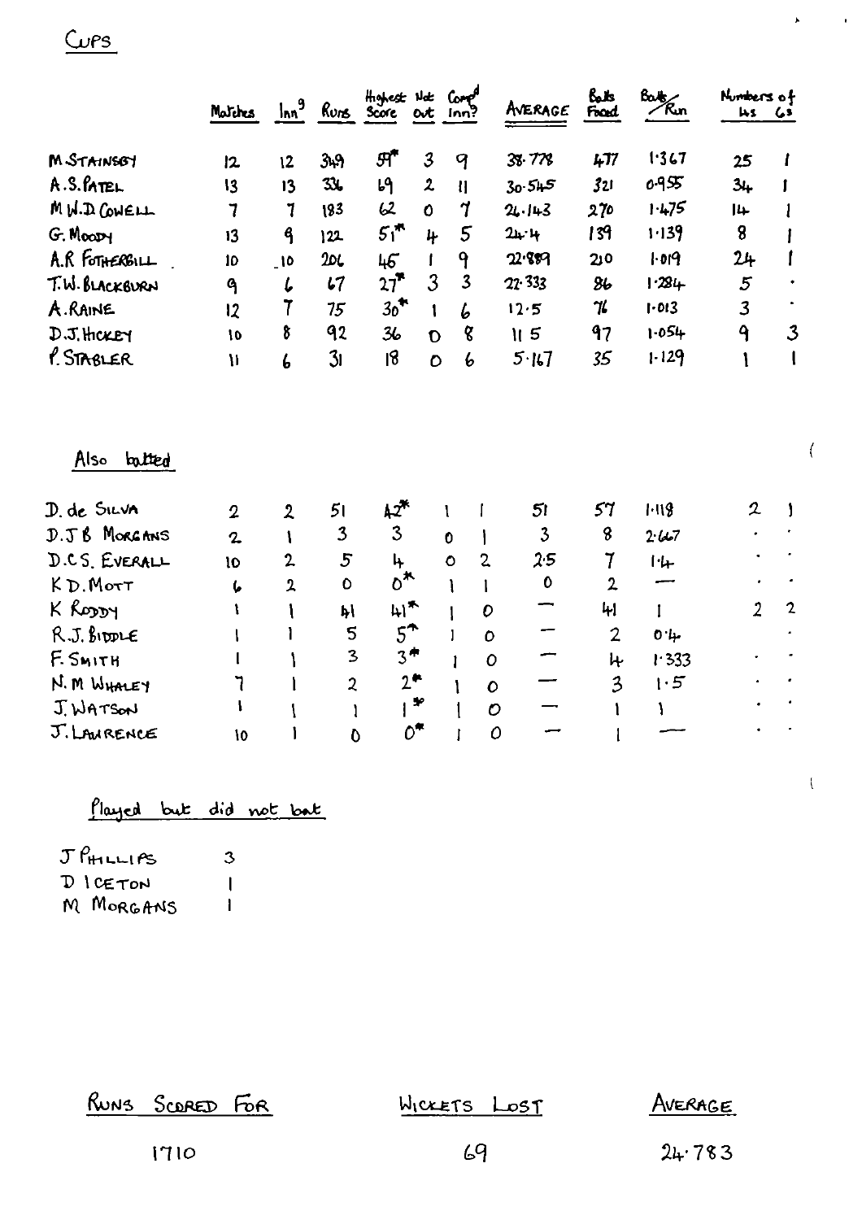# Cups

| | Matches | Inn^g | Runs | Highest Score | Not out | Comp^d Inn^s | AVERAGE | Balls Faced | Balls/Run | Numbers of 4s | 6s |
|---|---|---|---|---|---|---|---|---|---|---|---|
| M. STAINSBY | 12 | 12 | 349 | 59* | 3 | 9 | 38·778 | 477 | 1·367 | 25 | 1 |
| A.S. PATEL | 13 | 13 | 336 | 69 | 2 | 11 | 30·545 | 321 | 0·955 | 34 | 1 |
| M.W.D. COWELL | 7 | 7 | 183 | 62 | 0 | 7 | 26·143 | 270 | 1·475 | 14 | 1 |
| G. MOODY | 13 | 9 | 122 | 51* | 4 | 5 | 24·4 | 139 | 1·139 | 8 | 1 |
| A.R. FOTHERGILL | 10 | 10 | 206 | 46 | 1 | 9 | 22·889 | 210 | 1·019 | 24 | 1 |
| T.W. BLACKBURN | 9 | 6 | 67 | 27* | 3 | 3 | 22·333 | 86 | 1·284 | 5 | · |
| A. RAINE | 12 | 7 | 75 | 30* | 1 | 6 | 12·5 | 76 | 1·013 | 3 | · |
| D.J. HICKEY | 10 | 8 | 92 | 36 | 0 | 8 | 11·5 | 97 | 1·054 | 9 | 3 |
| P. STABLER | 11 | 6 | 31 | 18 | 0 | 6 | 5·167 | 35 | 1·129 | 1 | 1 |

## Also batted

| | Matches | Inn^g | Runs | Highest Score | Not out | Comp^d Inn^s | AVERAGE | Balls Faced | Balls/Run | 4s | 6s |
|---|---|---|---|---|---|---|---|---|---|---|---|
| D. de SILVA | 2 | 2 | 51 | 42* | 1 | 1 | 51 | 57 | 1·118 | 2 | 1 |
| D.J.B. MORGANS | 2 | 1 | 3 | 3 | 0 | 1 | 3 | 8 | 2·667 | · | · |
| D.C.S. EVERALL | 10 | 2 | 5 | 4 | 0 | 2 | 2·5 | 7 | 1·4 | · | · |
| K.D. MOTT | 6 | 2 | 0 | 0* | 1 | 1 | 0 | 2 | — | · | · |
| K. RODDY | 1 | 1 | 41 | 41* | 1 | 0 | — | 41 | 1 | 2 | 2 |
| R.J. BIDDLE | 1 | 1 | 5 | 5* | 1 | 0 | — | 2 | 0·4 | | · |
| F. SMITH | 1 | 1 | 3 | 3* | 1 | 0 | — | 4 | 1·333 | · | · |
| N.M. WHALEY | 7 | 1 | 2 | 2* | 1 | 0 | — | 3 | 1·5 | · | · |
| J. WATSON | 1 | 1 | 1 | 1* | 1 | 0 | — | 1 | 1 | · | · |
| J. LAWRENCE | 10 | 1 | 0 | 0* | 1 | 0 | — | 1 | — | · | · |

## Played but did not bat

| | |
|---|---|
| J PHILLIPS | 3 |
| D ICETON | 1 |
| M MORGANS | 1 |

| RUNS SCORED FOR | WICKETS LOST | AVERAGE |
|---|---|---|
| 1710 | 69 | 24·783 |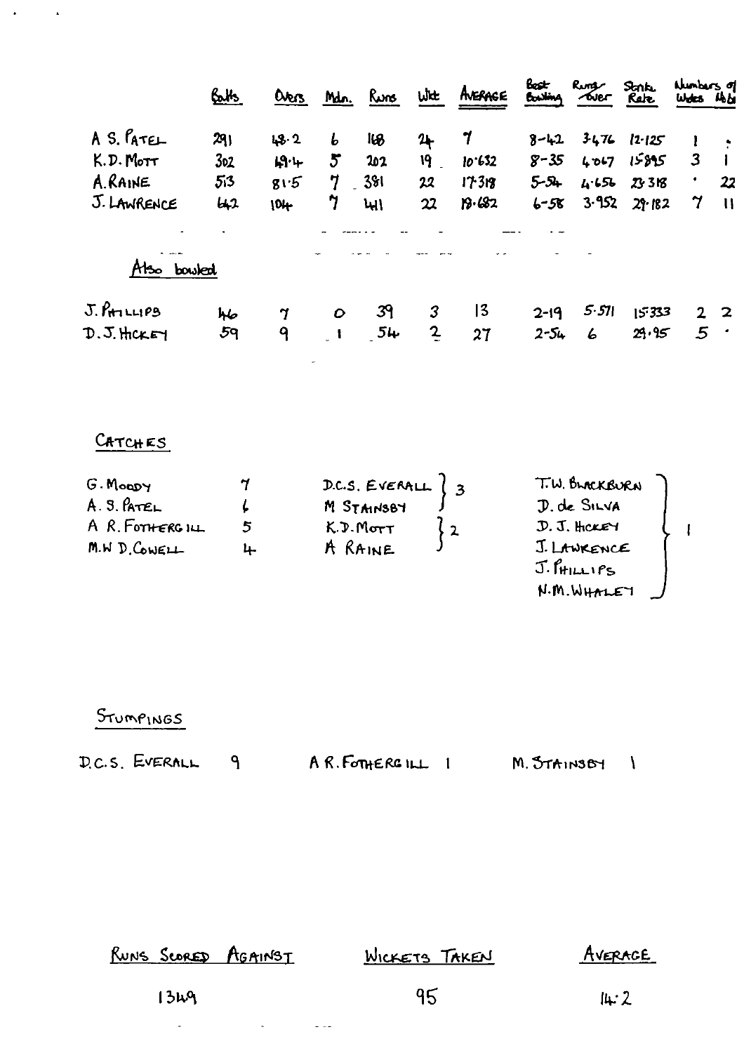| | Balls | Overs | Mdn. | Runs | Wkt | AVERAGE | Best Bowling | Runs Over | Strike Rate | Numbers of Wides | Numbers of No Balls |
|---|---|---|---|---|---|---|---|---|---|---|---|
| A S. PATEL | 291 | 48·2 | 6 | 168 | 24 | 7 | 8-42 | 3·476 | 12·125 | 1 | · |
| K.D. MOTT | 302 | 49·4 | 5 | 202 | 19 | 10·632 | 8-35 | 4·067 | 15·895 | 3 | 1 |
| A. RAINE | 513 | 81·5 | 7 | 381 | 22 | 17·318 | 5-54 | 4·656 | 23·318 | · | 22 |
| J. LAWRENCE | 642 | 104 | 7 | 441 | 22 | 19·682 | 6-58 | 3·952 | 29·182 | 7 | 11 |

Also bowled

| | Balls | Overs | Mdn. | Runs | Wkt | AVERAGE | Best Bowling | Runs Over | Strike Rate | Numbers of Wides | Numbers of No Balls |
|---|---|---|---|---|---|---|---|---|---|---|---|
| J. PHILLIPS | 46 | 7 | 0 | 39 | 3 | 13 | 2-19 | 5·571 | 15·333 | 2 | 2 |
| D.J. HICKEY | 59 | 9 | 1 | 54 | 2 | 27 | 2-54 | 6 | 29·95 | 5 | · |

## CATCHES

| | |
|---|---|
| G. MOODY | 7 |
| A. S. PATEL | 6 |
| A R. FOTHERGILL | 5 |
| M.W D. COWELL | 4 |
| D.C.S. EVERALL, M STAINSBY | 3 |
| K.D. MOTT, A RAINE | 2 |
| T.W. BLACKBURN, D. de SILVA, D. J. HICKEY, J. LAWRENCE, J. PHILLIPS, N.M. WHALEY | 1 |

## STUMPINGS

D.C.S. EVERALL 9 — A R. FOTHERGILL 1 — M. STAINSBY 1

| RUNS SCORED AGAINST | WICKETS TAKEN | AVERAGE |
|---|---|---|
| 1349 | 95 | 14·2 |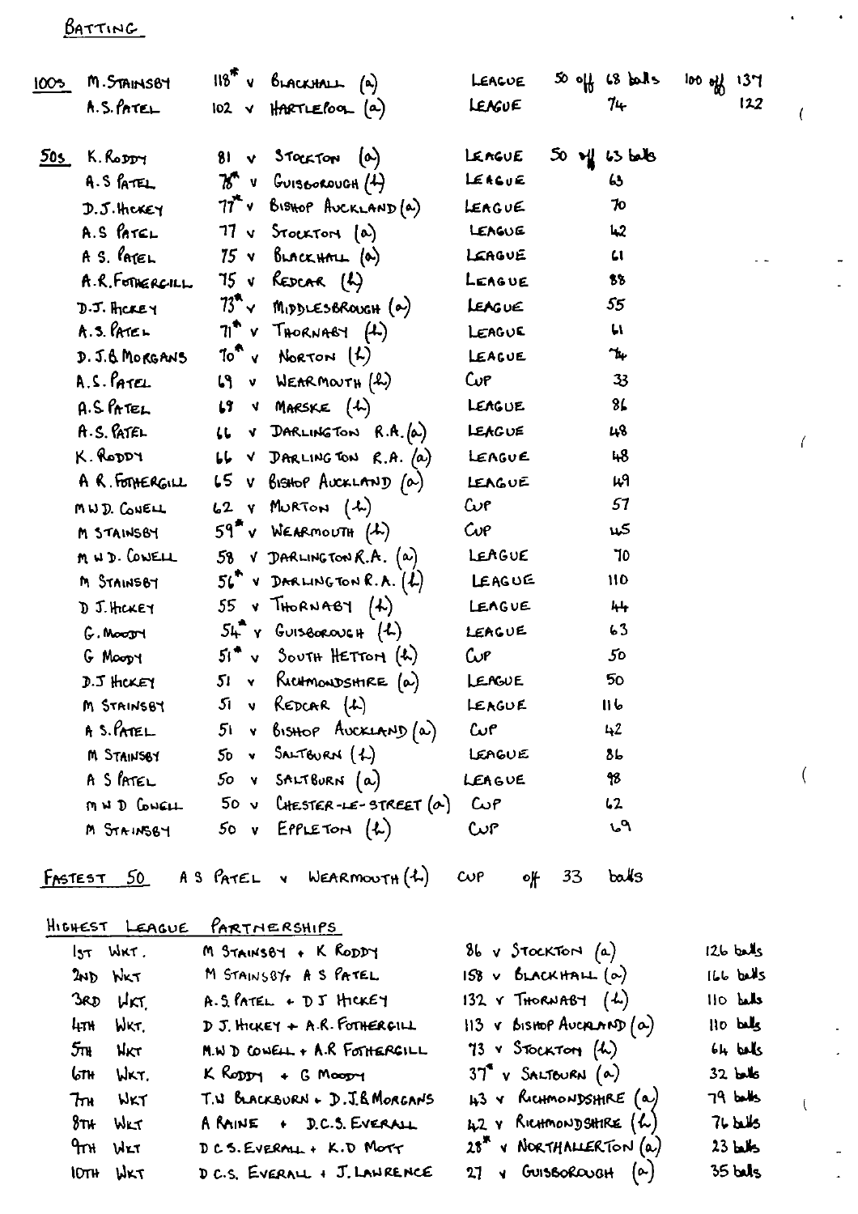## Batting

### 100s

| | | | | | |
|---|---|---|---|---|---|
| M. Stainsby | 118* v Blackhall (a) | League | 50 off 68 balls | 100 off 137 |
| A.S. Patel | 102 v Hartlepool (a) | League | 74 | 122 |

### 50s

| Player | Score | Competition | Balls |
|---|---|---|---|
| K. Roddy | 81 v Stockton (a) | League | 50 off 63 balls |
| A.S Patel | 78* v Guisborough (h) | League | 63 |
| D.J. Hickey | 77* v Bishop Auckland (a) | League | 70 |
| A.S Patel | 77 v Stockton (a) | League | 42 |
| A S. Patel | 75 v Blackhall (a) | League | 61 |
| A.R. Fothergill | 75 v Redcar (h) | League | 88 |
| D.J. Hickey | 73* v Middlesbrough (a) | League | 55 |
| A.S. Patel | 71* v Thornaby (h) | League | 61 |
| D.J.B Morgans | 70* v Norton (h) | League | 74 |
| A.S. Patel | 69 v Wearmouth (h) | Cup | 33 |
| A.S Patel | 68 v Marske (h) | League | 86 |
| A.S. Patel | 66 v Darlington R.A. (a) | League | 48 |
| K. Roddy | 66 v Darlington R.A. (a) | League | 48 |
| A R. Fothergill | 65 v Bishop Auckland (a) | League | 49 |
| M W D. Cowell | 62 v Murton (h) | Cup | 57 |
| M Stainsby | 59* v Wearmouth (h) | Cup | 45 |
| M W D. Cowell | 58 v Darlington R.A. (a) | League | 70 |
| M Stainsby | 56* v Darlington R.A. (h) | League | 110 |
| D J. Hickey | 55 v Thornaby (h) | League | 44 |
| G. Moody | 54* v Guisborough (h) | League | 63 |
| G Moody | 51* v South Hetton (h) | Cup | 50 |
| D.J Hickey | 51 v Richmondshire (a) | League | 50 |
| M Stainsby | 51 v Redcar (h) | League | 116 |
| A S. Patel | 51 v Bishop Auckland (a) | Cup | 42 |
| M Stainsby | 50 v Saltburn (h) | League | 86 |
| A S Patel | 50 v Saltburn (a) | League | 98 |
| M W D Cowell | 50 v Chester-le-Street (a) | Cup | 62 |
| M Stainsby | 50 v Eppleton (h) | Cup | 69 |

**Fastest 50** A S Patel v Wearmouth (h) Cup off 33 balls

### Highest League Partnerships

| Wicket | Partners | Score | Balls |
|---|---|---|---|
| 1st Wkt. | M Stainsby + K Roddy | 86 v Stockton (a) | 126 balls |
| 2nd Wkt | M Stainsby + A S Patel | 158 v Blackhall (a) | 166 balls |
| 3rd Wkt. | A.S Patel + D J Hickey | 132 v Thornaby (h) | 110 balls |
| 4th Wkt. | D J. Hickey + A.R. Fothergill | 113 v Bishop Auckland (a) | 110 balls |
| 5th Wkt | M.W D Cowell + A.R Fothergill | 73 v Stockton (h) | 64 balls |
| 6th Wkt. | K Roddy + G Moody | 37* v Saltburn (a) | 32 balls |
| 7th Wkt | T.W Blackburn + D.J.B Morgans | 43 v Richmondshire (a) | 79 balls |
| 8th Wkt | A Raine + D.C.S. Everall | 42 v Richmondshire (h) | 76 balls |
| 9th Wkt | D C S. Everall + K.D Mott | 28* v Northallerton (a) | 23 balls |
| 10th Wkt | D C.S. Everall + J. Lawrence | 27 v Guisborough (a) | 35 balls |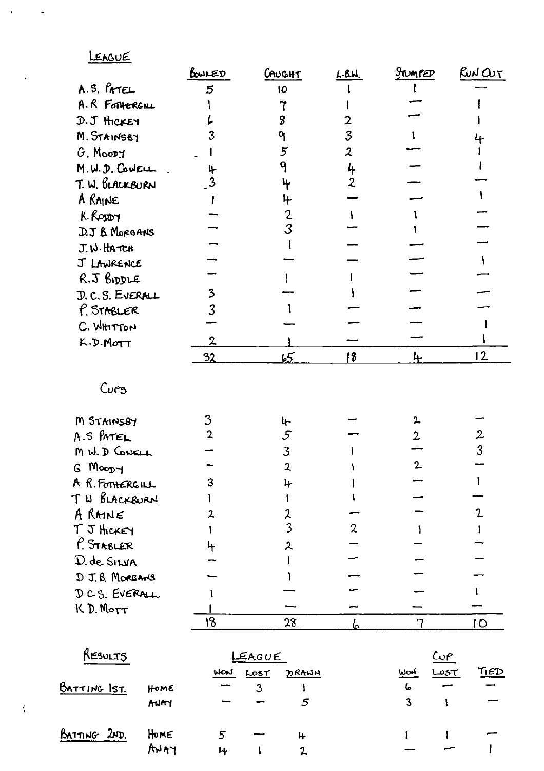## LEAGUE

| | BOWLED | CAUGHT | L.B.W. | STUMPED | RUN OUT |
|---|---|---|---|---|---|
| A.S. PATEL | 5 | 10 | 1 | 1 | — |
| A.R FOTHERGILL | 1 | 7 | 1 | — | 1 |
| D.J HICKEY | 6 | 8 | 2 | — | 1 |
| M. STAINSBY | 3 | 9 | 3 | 1 | 4 |
| G. MOODY | 1 | 5 | 2 | — | 1 |
| M.W.D. COWELL | 4 | 9 | 4 | — | 1 |
| T.W. BLACKBURN | 3 | 4 | 2 | — | — |
| A RAINE | 1 | 4 | — | — | 1 |
| K RODDY | — | 2 | 1 | 1 | — |
| D.J B MORGANS | — | 3 | — | 1 | — |
| J.W. HATCH | — | 1 | — | — | — |
| J LAWRENCE | — | — | — | — | 1 |
| R.J BIDDLE | — | 1 | 1 | — | — |
| D.C.S. EVERALL | 3 | — | 1 | — | — |
| P. STABLER | 3 | 1 | — | — | — |
| C. WHITTON | — | — | — | — | 1 |
| K.D. MOTT | 2 | 1 | — | — | 1 |
| | 32 | 65 | 18 | 4 | 12 |

## CUPS

| | BOWLED | CAUGHT | L.B.W. | STUMPED | RUN OUT |
|---|---|---|---|---|---|
| M STAINSBY | 3 | 4 | — | 2 | — |
| A.S PATEL | 2 | 5 | — | 2 | 2 |
| M W.D COWELL | — | 3 | 1 | — | 3 |
| G MOODY | — | 2 | 1 | 2 | — |
| A R. FOTHERGILL | 3 | 4 | 1 | — | 1 |
| T W BLACKBURN | 1 | 1 | 1 | — | — |
| A RAINE | 2 | 2 | — | — | 2 |
| T J HICKEY | 1 | 3 | 2 | 1 | 1 |
| P. STABLER | 4 | 2 | — | — | — |
| D. de SILVA | — | 1 | — | — | — |
| D J. B. MORGANS | — | 1 | — | — | — |
| D C S. EVERALL | 1 | — | — | — | 1 |
| K D. MOTT | 1 | — | — | — | — |
| | 18 | 28 | 6 | 7 | 10 |

## RESULTS

| | | LEAGUE | | | CUP | | |
|---|---|---|---|---|---|---|---|
| | | WON | LOST | DRAWN | WON | LOST | TIED |
| BATTING 1ST. | HOME | — | 3 | 1 | 6 | — | — |
| | AWAY | — | — | 5 | 3 | 1 | — |
| BATTING 2ND. | HOME | 5 | — | 4 | 1 | 1 | — |
| | AWAY | 4 | 1 | 2 | — | — | 1 |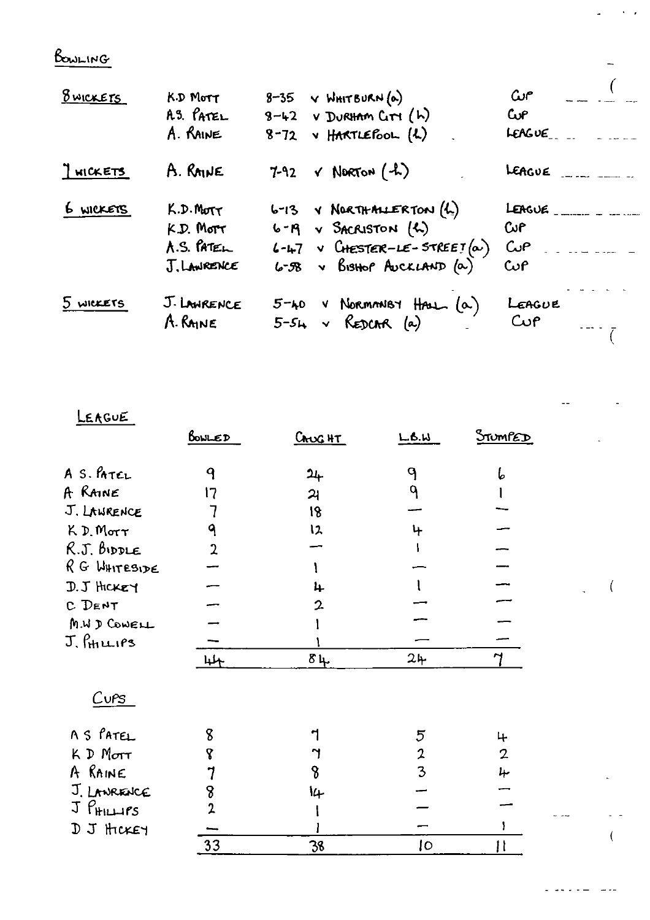## BOWLING

| | | | | |
|---|---|---|---|---|
| 8 WICKETS | K.D MOTT | 8-35 | v WHITBURN (a) | CUP |
| | A.S. PATEL | 8-42 | v DURHAM CITY (h) | CUP |
| | A. RAINE | 8-72 | v HARTLEPOOL (h) | LEAGUE |
| 7 WICKETS | A. RAINE | 7-92 | v NORTON (h) | LEAGUE |
| 6 WICKETS | K.D. MOTT | 6-13 | v NORTHALLERTON (h) | LEAGUE |
| | K.D. MOTT | 6-19 | v SACRISTON (h) | CUP |
| | A.S. PATEL | 6-47 | v CHESTER-LE-STREET (a) | CUP |
| | J. LAWRENCE | 6-58 | v BISHOP AUCKLAND (a) | CUP |
| 5 WICKETS | J. LAWRENCE | 5-40 | v NORMANBY HALL (a) | LEAGUE |
| | A. RAINE | 5-54 | v REDCAR (a) | CUP |

## LEAGUE

| | BOWLED | CAUGHT | L.B.W | STUMPED |
|---|---|---|---|---|
| A S. PATEL | 9 | 24 | 9 | 6 |
| A RAINE | 17 | 21 | 9 | 1 |
| J. LAWRENCE | 7 | 18 | — | — |
| K D. MOTT | 9 | 12 | 4 | — |
| R.J. BIDDLE | 2 | — | 1 | — |
| R G WHITESIDE | — | 1 | — | — |
| D.J HICKEY | — | 4 | 1 | — |
| C DENT | — | 2 | — | — |
| M.W D COWELL | — | 1 | — | — |
| J. PHILLIPS | — | 1 | — | — |
| | 44 | 84 | 24 | 7 |

## CUPS

| | BOWLED | CAUGHT | L.B.W | STUMPED |
|---|---|---|---|---|
| A S PATEL | 8 | 7 | 5 | 4 |
| K D MOTT | 8 | 7 | 2 | 2 |
| A RAINE | 7 | 8 | 3 | 4 |
| J. LAWRENCE | 8 | 14 | — | — |
| J PHILLIPS | 2 | 1 | — | — |
| D J HICKEY | — | 1 | — | 1 |
| | 33 | 38 | 10 | 11 |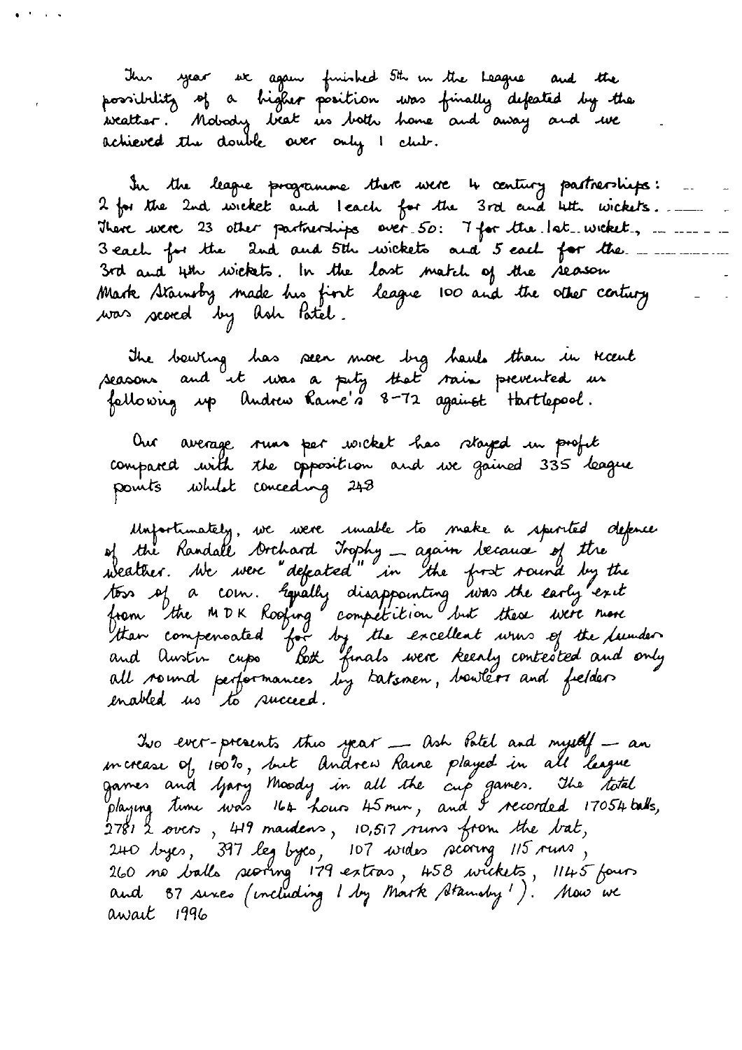This year we again finished 5th in the League and the possibility of a higher position was finally defeated by the weather. Nobody beat us both home and away and we achieved the double over only 1 club.

In the league programme there were 4 century partnerships: 2 for the 2nd wicket and 1 each for the 3rd and 4th wickets. There were 23 other partnerships over 50: 7 for the 1st wicket, 3 each for the 2nd and 5th wickets and 5 each for the 3rd and 4th wickets. In the last match of the season Mark Stainsby made his first league 100 and the other century was scored by Ash Patel.

The bowling has seen more big hauls than in recent seasons and it was a pity that rain prevented us following up Andrew Raine's 8-72 against Hartlepool.

Our average runs per wicket has stayed in profit compared with the opposition and we gained 335 league points whilst conceding 248

Unfortunately, we were unable to make a spirited defence of the Randall Orchard Trophy – again because of the weather. We were "defeated" in the first round by the toss of a coin. Equally disappointing was the early exit from the MDK Roofing competition but these were more than compensated for by the excellent wins of the Sunder and Austin cups. Both finals were keenly contested and only all round performances by batsmen, bowlers and fielders enabled us to succeed.

Two ever-presents this year – Ash Patel and myself – an increase of 100%, but Andrew Raine played in all league games and Gary Moody in all the cup games. The total playing time was 164 hours 45 min, and I recorded 17054 balls, 2781 2 overs, 419 maidens, 10,517 runs from the bat, 240 byes, 397 leg byes, 107 wides scoring 115 runs, 260 no balls scoring 179 extras, 458 wickets, 1145 fours and 87 sixes (including 1 by Mark Stainsby!). Now we await 1996